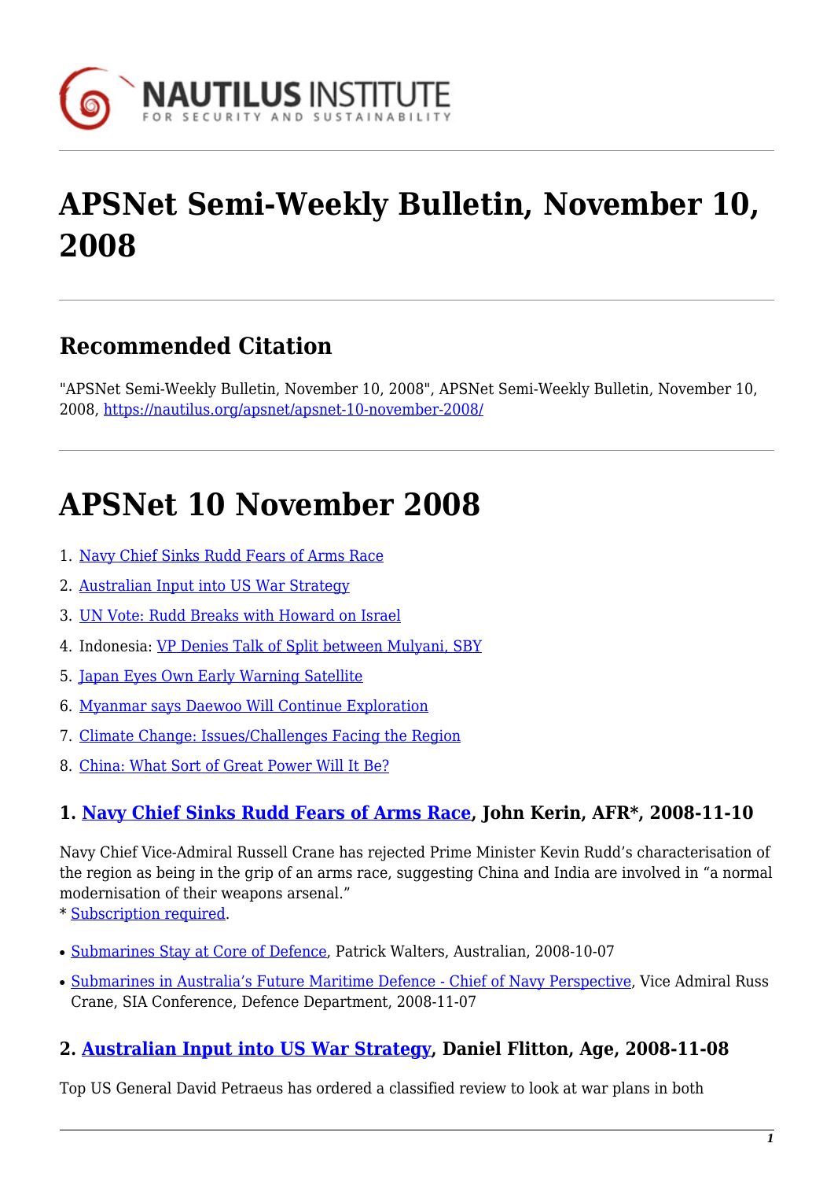# APSNet Semi-Weekly Bulletin, November 10, 2008

## Recommended Citation

"APSNet Semi-Weekly Bulletin, November 10, 2008", APSNet Semi-Weekly Bulletin, November 10, 2008, https://nautilus.org/apsnet/apsnet-10-november-2008/

# APSNet 10 November 2008

1. Navy Chief Sinks Rudd Fears of Arms Race
2. Australian Input into US War Strategy
3. UN Vote: Rudd Breaks with Howard on Israel
4. Indonesia: VP Denies Talk of Split between Mulyani, SBY
5. Japan Eyes Own Early Warning Satellite
6. Myanmar says Daewoo Will Continue Exploration
7. Climate Change: Issues/Challenges Facing the Region
8. China: What Sort of Great Power Will It Be?

### 1. Navy Chief Sinks Rudd Fears of Arms Race, John Kerin, AFR*, 2008-11-10

Navy Chief Vice-Admiral Russell Crane has rejected Prime Minister Kevin Rudd's characterisation of the region as being in the grip of an arms race, suggesting China and India are involved in "a normal modernisation of their weapons arsenal."
* Subscription required.

- Submarines Stay at Core of Defence, Patrick Walters, Australian, 2008-10-07
- Submarines in Australia's Future Maritime Defence - Chief of Navy Perspective, Vice Admiral Russ Crane, SIA Conference, Defence Department, 2008-11-07

### 2. Australian Input into US War Strategy, Daniel Flitton, Age, 2008-11-08

Top US General David Petraeus has ordered a classified review to look at war plans in both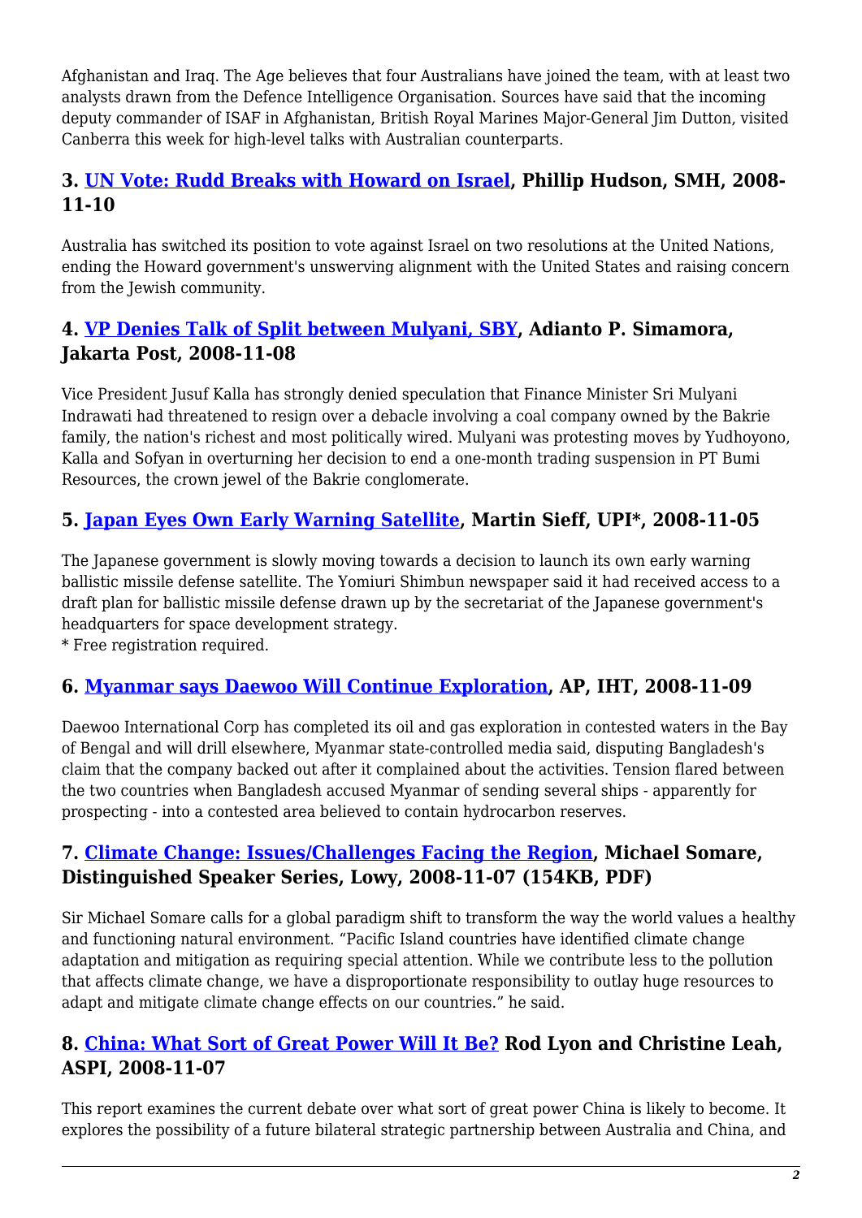Afghanistan and Iraq. The Age believes that four Australians have joined the team, with at least two analysts drawn from the Defence Intelligence Organisation. Sources have said that the incoming deputy commander of ISAF in Afghanistan, British Royal Marines Major-General Jim Dutton, visited Canberra this week for high-level talks with Australian counterparts.

### 3. UN Vote: Rudd Breaks with Howard on Israel, Phillip Hudson, SMH, 2008-11-10

Australia has switched its position to vote against Israel on two resolutions at the United Nations, ending the Howard government's unswerving alignment with the United States and raising concern from the Jewish community.

### 4. VP Denies Talk of Split between Mulyani, SBY, Adianto P. Simamora, Jakarta Post, 2008-11-08

Vice President Jusuf Kalla has strongly denied speculation that Finance Minister Sri Mulyani Indrawati had threatened to resign over a debacle involving a coal company owned by the Bakrie family, the nation's richest and most politically wired. Mulyani was protesting moves by Yudhoyono, Kalla and Sofyan in overturning her decision to end a one-month trading suspension in PT Bumi Resources, the crown jewel of the Bakrie conglomerate.

### 5. Japan Eyes Own Early Warning Satellite, Martin Sieff, UPI*, 2008-11-05

The Japanese government is slowly moving towards a decision to launch its own early warning ballistic missile defense satellite. The Yomiuri Shimbun newspaper said it had received access to a draft plan for ballistic missile defense drawn up by the secretariat of the Japanese government's headquarters for space development strategy.
* Free registration required.

### 6. Myanmar says Daewoo Will Continue Exploration, AP, IHT, 2008-11-09

Daewoo International Corp has completed its oil and gas exploration in contested waters in the Bay of Bengal and will drill elsewhere, Myanmar state-controlled media said, disputing Bangladesh's claim that the company backed out after it complained about the activities. Tension flared between the two countries when Bangladesh accused Myanmar of sending several ships - apparently for prospecting - into a contested area believed to contain hydrocarbon reserves.

### 7. Climate Change: Issues/Challenges Facing the Region, Michael Somare, Distinguished Speaker Series, Lowy, 2008-11-07 (154KB, PDF)

Sir Michael Somare calls for a global paradigm shift to transform the way the world values a healthy and functioning natural environment. “Pacific Island countries have identified climate change adaptation and mitigation as requiring special attention. While we contribute less to the pollution that affects climate change, we have a disproportionate responsibility to outlay huge resources to adapt and mitigate climate change effects on our countries.” he said.

### 8. China: What Sort of Great Power Will It Be? Rod Lyon and Christine Leah, ASPI, 2008-11-07

This report examines the current debate over what sort of great power China is likely to become. It explores the possibility of a future bilateral strategic partnership between Australia and China, and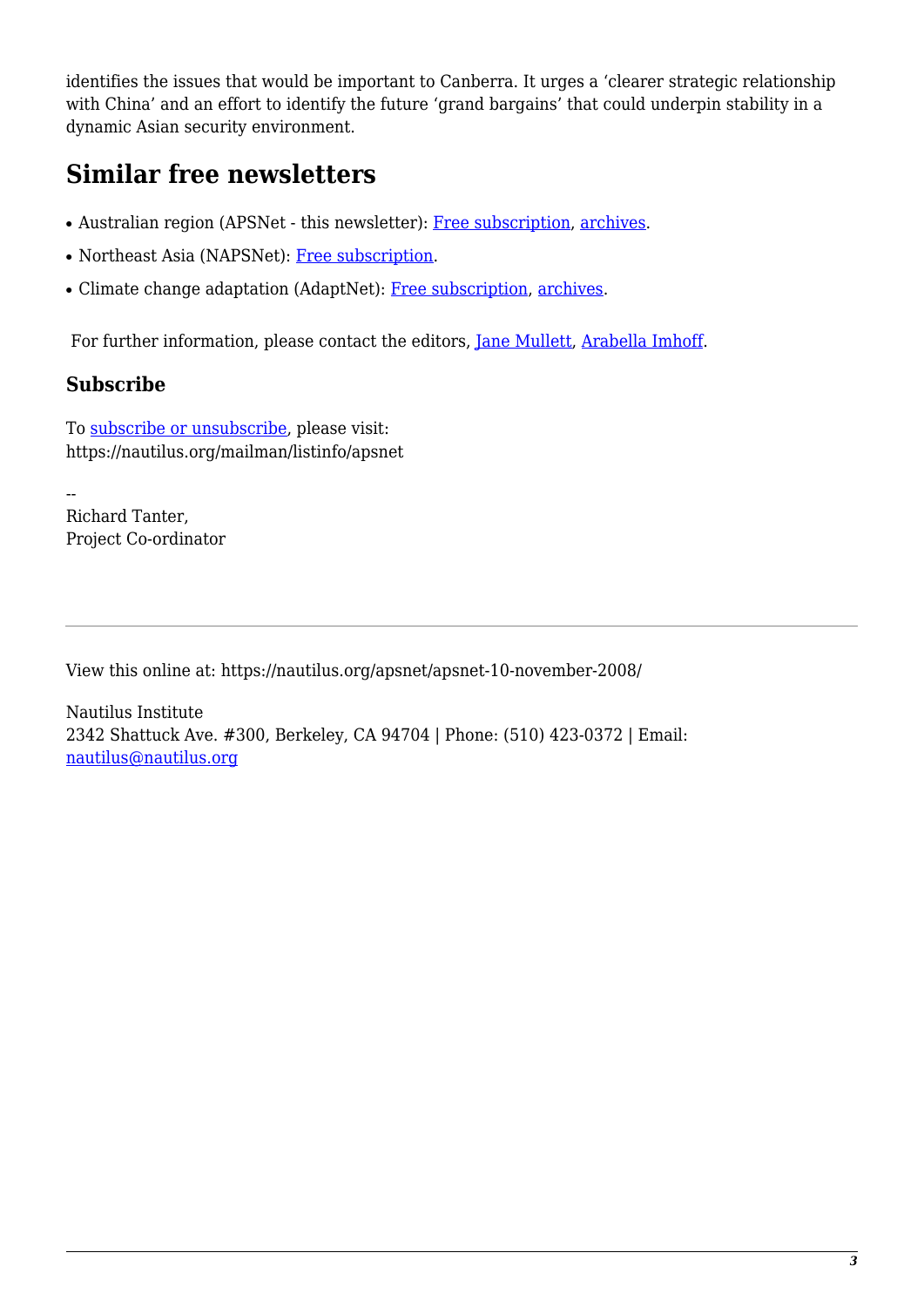identifies the issues that would be important to Canberra. It urges a 'clearer strategic relationship with China' and an effort to identify the future 'grand bargains' that could underpin stability in a dynamic Asian security environment.

## Similar free newsletters

- Australian region (APSNet - this newsletter): Free subscription, archives.
- Northeast Asia (NAPSNet): Free subscription.
- Climate change adaptation (AdaptNet): Free subscription, archives.

For further information, please contact the editors, Jane Mullett, Arabella Imhoff.

### Subscribe

To subscribe or unsubscribe, please visit:
https://nautilus.org/mailman/listinfo/apsnet

--
Richard Tanter,
Project Co-ordinator

---

View this online at: https://nautilus.org/apsnet/apsnet-10-november-2008/

Nautilus Institute
2342 Shattuck Ave. #300, Berkeley, CA 94704 | Phone: (510) 423-0372 | Email: nautilus@nautilus.org